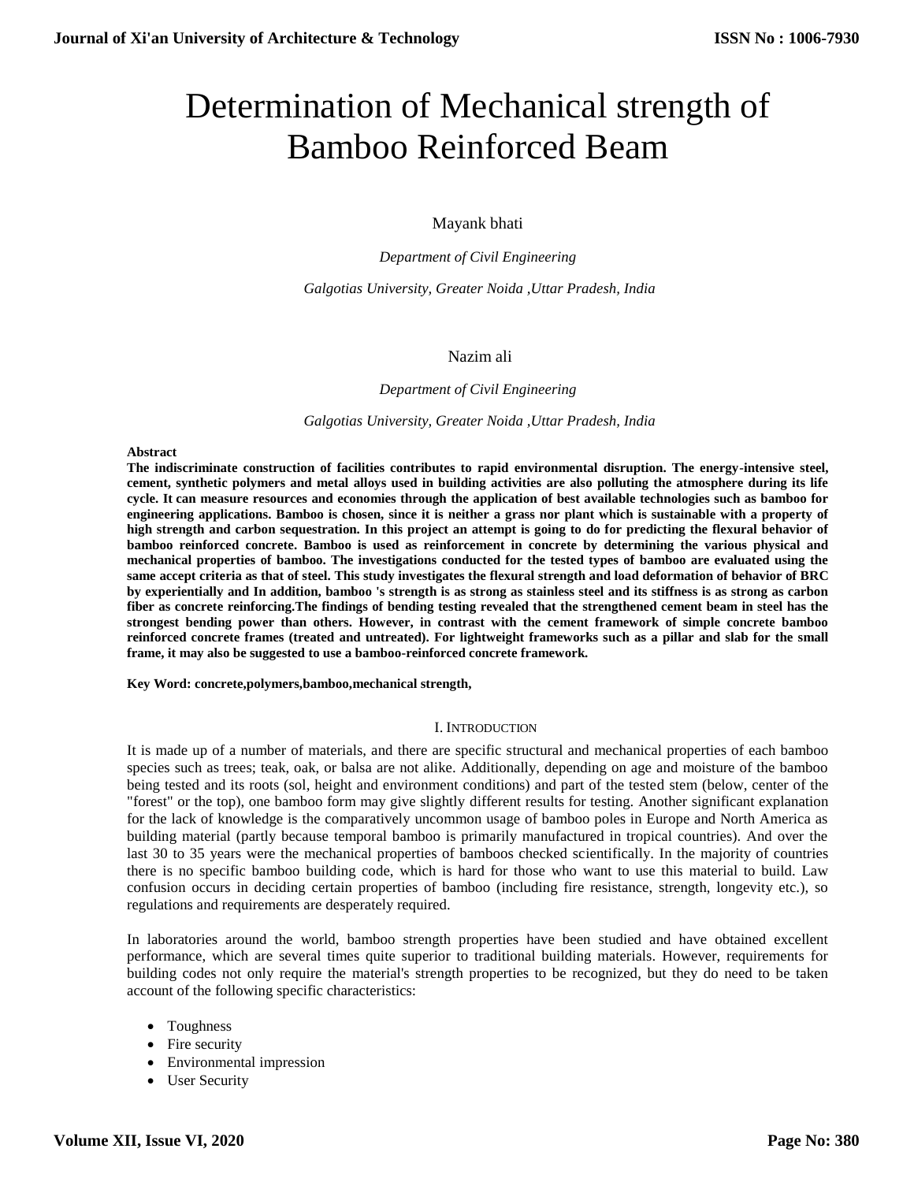# Determination of Mechanical strength of Bamboo Reinforced Beam

Mayank bhati

*Department of Civil Engineering*

*Galgotias University, Greater Noida ,Uttar Pradesh, India*

Nazim ali

*Department of Civil Engineering*

*Galgotias University, Greater Noida ,Uttar Pradesh, India*

**Abstract**

**The indiscriminate construction of facilities contributes to rapid environmental disruption. The energy-intensive steel, cement, synthetic polymers and metal alloys used in building activities are also polluting the atmosphere during its life cycle. It can measure resources and economies through the application of best available technologies such as bamboo for engineering applications. Bamboo is chosen, since it is neither a grass nor plant which is sustainable with a property of high strength and carbon sequestration. In this project an attempt is going to do for predicting the flexural behavior of bamboo reinforced concrete. Bamboo is used as reinforcement in concrete by determining the various physical and mechanical properties of bamboo. The investigations conducted for the tested types of bamboo are evaluated using the same accept criteria as that of steel. This study investigates the flexural strength and load deformation of behavior of BRC by experientially and In addition, bamboo 's strength is as strong as stainless steel and its stiffness is as strong as carbon fiber as concrete reinforcing.The findings of bending testing revealed that the strengthened cement beam in steel has the strongest bending power than others. However, in contrast with the cement framework of simple concrete bamboo reinforced concrete frames (treated and untreated). For lightweight frameworks such as a pillar and slab for the small frame, it may also be suggested to use a bamboo-reinforced concrete framework.**

**Key Word: concrete,polymers,bamboo,mechanical strength,**

## I. Introduction

It is made up of a number of materials, and there are specific structural and mechanical properties of each bamboo species such as trees; teak, oak, or balsa are not alike. Additionally, depending on age and moisture of the bamboo being tested and its roots (sol, height and environment conditions) and part of the tested stem (below, center of the "forest" or the top), one bamboo form may give slightly different results for testing. Another significant explanation for the lack of knowledge is the comparatively uncommon usage of bamboo poles in Europe and North America as building material (partly because temporal bamboo is primarily manufactured in tropical countries). And over the last 30 to 35 years were the mechanical properties of bamboos checked scientifically. In the majority of countries there is no specific bamboo building code, which is hard for those who want to use this material to build. Law confusion occurs in deciding certain properties of bamboo (including fire resistance, strength, longevity etc.), so regulations and requirements are desperately required.

In laboratories around the world, bamboo strength properties have been studied and have obtained excellent performance, which are several times quite superior to traditional building materials. However, requirements for building codes not only require the material's strength properties to be recognized, but they do need to be taken account of the following specific characteristics:

- Toughness
- Fire security
- Environmental impression
- User Security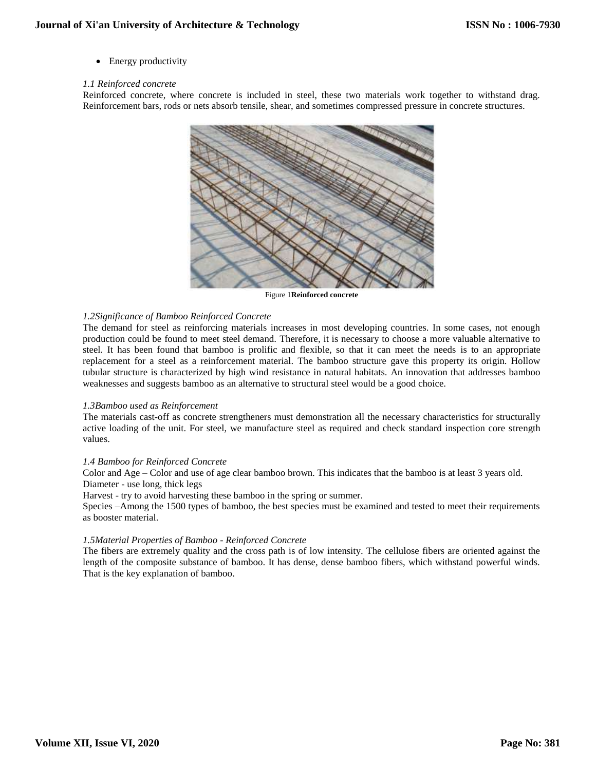- Energy productivity

*1.1 Reinforced concrete*

Reinforced concrete, where concrete is included in steel, these two materials work together to withstand drag. Reinforcement bars, rods or nets absorb tensile, shear, and sometimes compressed pressure in concrete structures.

Figure 1**Reinforced concrete**

*1.2Significance of Bamboo Reinforced Concrete*

The demand for steel as reinforcing materials increases in most developing countries. In some cases, not enough production could be found to meet steel demand. Therefore, it is necessary to choose a more valuable alternative to steel. It has been found that bamboo is prolific and flexible, so that it can meet the needs is to an appropriate replacement for a steel as a reinforcement material. The bamboo structure gave this property its origin. Hollow tubular structure is characterized by high wind resistance in natural habitats. An innovation that addresses bamboo weaknesses and suggests bamboo as an alternative to structural steel would be a good choice.

*1.3Bamboo used as Reinforcement*

The materials cast-off as concrete strengtheners must demonstration all the necessary characteristics for structurally active loading of the unit. For steel, we manufacture steel as required and check standard inspection core strength values.

*1.4 Bamboo for Reinforced Concrete*

Color and Age – Color and use of age clear bamboo brown. This indicates that the bamboo is at least 3 years old.
Diameter - use long, thick legs
Harvest - try to avoid harvesting these bamboo in the spring or summer.
Species –Among the 1500 types of bamboo, the best species must be examined and tested to meet their requirements as booster material.

*1.5Material Properties of Bamboo - Reinforced Concrete*

The fibers are extremely quality and the cross path is of low intensity. The cellulose fibers are oriented against the length of the composite substance of bamboo. It has dense, dense bamboo fibers, which withstand powerful winds. That is the key explanation of bamboo.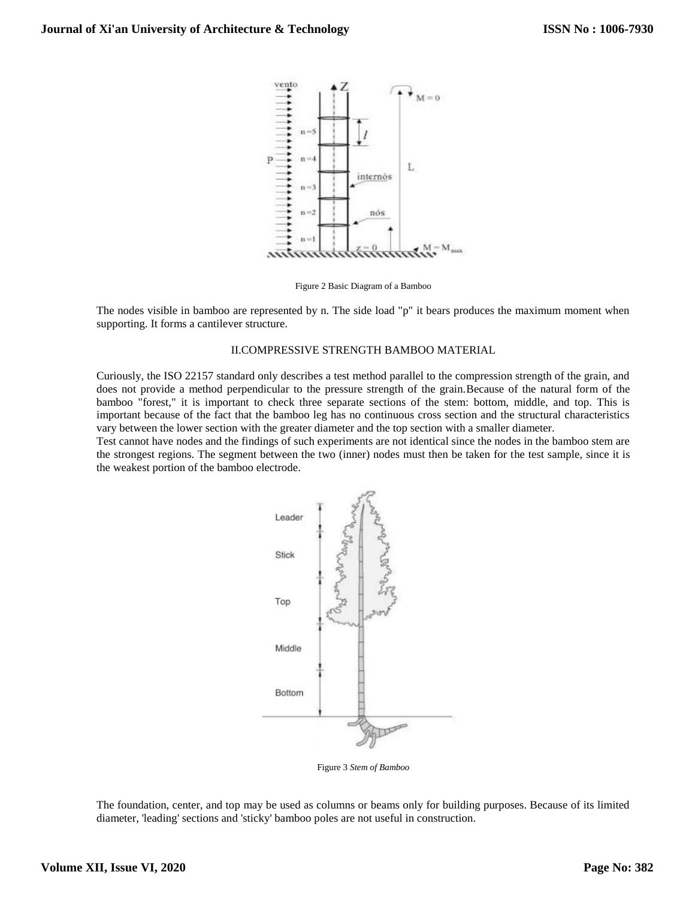Figure 2 Basic Diagram of a Bamboo

The nodes visible in bamboo are represented by n. The side load "p" it bears produces the maximum moment when supporting. It forms a cantilever structure.

## II.COMPRESSIVE STRENGTH BAMBOO MATERIAL

Curiously, the ISO 22157 standard only describes a test method parallel to the compression strength of the grain, and does not provide a method perpendicular to the pressure strength of the grain.Because of the natural form of the bamboo "forest," it is important to check three separate sections of the stem: bottom, middle, and top. This is important because of the fact that the bamboo leg has no continuous cross section and the structural characteristics vary between the lower section with the greater diameter and the top section with a smaller diameter.

Test cannot have nodes and the findings of such experiments are not identical since the nodes in the bamboo stem are the strongest regions. The segment between the two (inner) nodes must then be taken for the test sample, since it is the weakest portion of the bamboo electrode.

Figure 3 *Stem of Bamboo*

The foundation, center, and top may be used as columns or beams only for building purposes. Because of its limited diameter, 'leading' sections and 'sticky' bamboo poles are not useful in construction.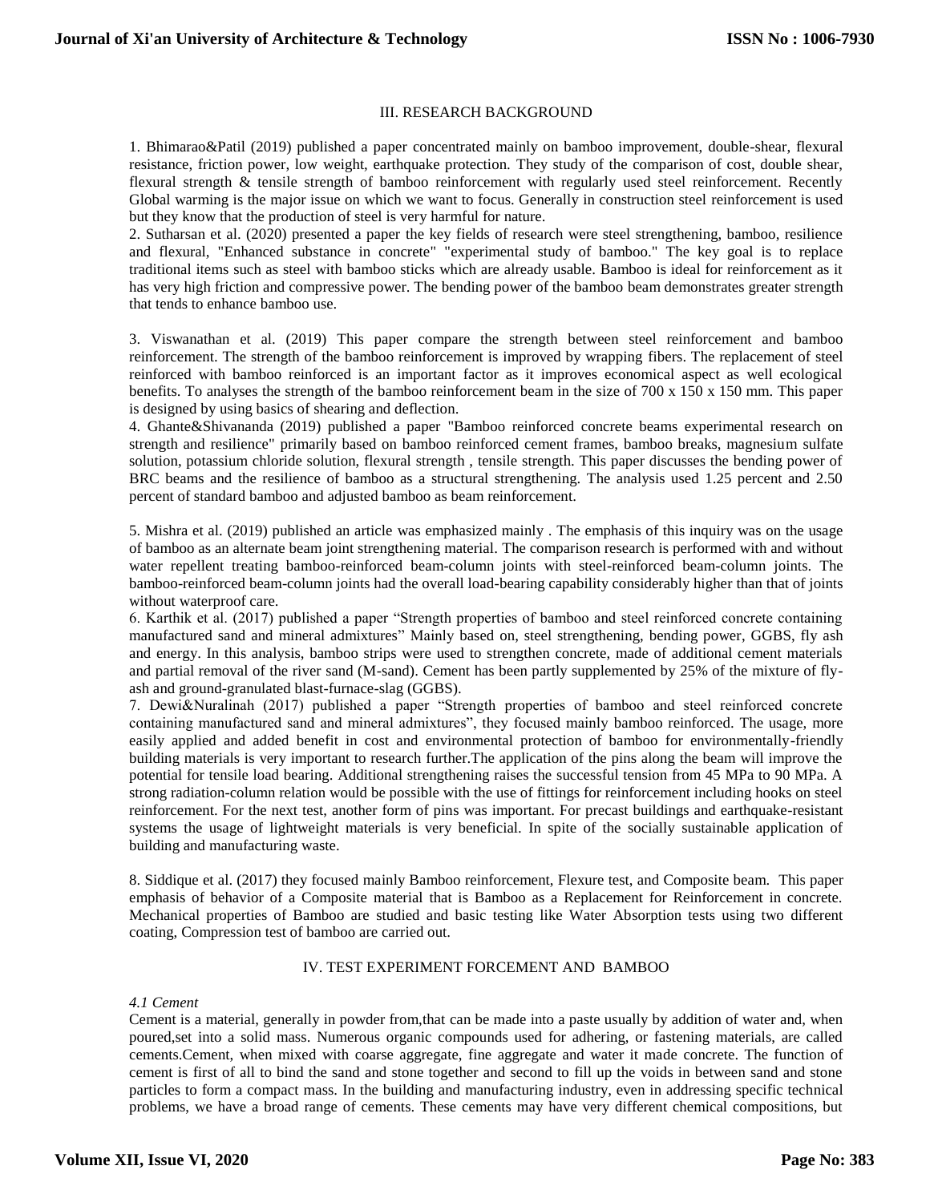## III. RESEARCH BACKGROUND

1. Bhimarao&Patil (2019) published a paper concentrated mainly on bamboo improvement, double-shear, flexural resistance, friction power, low weight, earthquake protection. They study of the comparison of cost, double shear, flexural strength & tensile strength of bamboo reinforcement with regularly used steel reinforcement. Recently Global warming is the major issue on which we want to focus. Generally in construction steel reinforcement is used but they know that the production of steel is very harmful for nature.
2. Sutharsan et al. (2020) presented a paper the key fields of research were steel strengthening, bamboo, resilience and flexural, "Enhanced substance in concrete" "experimental study of bamboo." The key goal is to replace traditional items such as steel with bamboo sticks which are already usable. Bamboo is ideal for reinforcement as it has very high friction and compressive power. The bending power of the bamboo beam demonstrates greater strength that tends to enhance bamboo use.

3. Viswanathan et al. (2019) This paper compare the strength between steel reinforcement and bamboo reinforcement. The strength of the bamboo reinforcement is improved by wrapping fibers. The replacement of steel reinforced with bamboo reinforced is an important factor as it improves economical aspect as well ecological benefits. To analyses the strength of the bamboo reinforcement beam in the size of 700 x 150 x 150 mm. This paper is designed by using basics of shearing and deflection.
4. Ghante&Shivananda (2019) published a paper "Bamboo reinforced concrete beams experimental research on strength and resilience" primarily based on bamboo reinforced cement frames, bamboo breaks, magnesium sulfate solution, potassium chloride solution, flexural strength , tensile strength. This paper discusses the bending power of BRC beams and the resilience of bamboo as a structural strengthening. The analysis used 1.25 percent and 2.50 percent of standard bamboo and adjusted bamboo as beam reinforcement.

5. Mishra et al. (2019) published an article was emphasized mainly . The emphasis of this inquiry was on the usage of bamboo as an alternate beam joint strengthening material. The comparison research is performed with and without water repellent treating bamboo-reinforced beam-column joints with steel-reinforced beam-column joints. The bamboo-reinforced beam-column joints had the overall load-bearing capability considerably higher than that of joints without waterproof care.
6. Karthik et al. (2017) published a paper "Strength properties of bamboo and steel reinforced concrete containing manufactured sand and mineral admixtures" Mainly based on, steel strengthening, bending power, GGBS, fly ash and energy. In this analysis, bamboo strips were used to strengthen concrete, made of additional cement materials and partial removal of the river sand (M-sand). Cement has been partly supplemented by 25% of the mixture of fly-ash and ground-granulated blast-furnace-slag (GGBS).
7. Dewi&Nuralinah (2017) published a paper "Strength properties of bamboo and steel reinforced concrete containing manufactured sand and mineral admixtures", they focused mainly bamboo reinforced. The usage, more easily applied and added benefit in cost and environmental protection of bamboo for environmentally-friendly building materials is very important to research further.The application of the pins along the beam will improve the potential for tensile load bearing. Additional strengthening raises the successful tension from 45 MPa to 90 MPa. A strong radiation-column relation would be possible with the use of fittings for reinforcement including hooks on steel reinforcement. For the next test, another form of pins was important. For precast buildings and earthquake-resistant systems the usage of lightweight materials is very beneficial. In spite of the socially sustainable application of building and manufacturing waste.

8. Siddique et al. (2017) they focused mainly Bamboo reinforcement, Flexure test, and Composite beam. This paper emphasis of behavior of a Composite material that is Bamboo as a Replacement for Reinforcement in concrete. Mechanical properties of Bamboo are studied and basic testing like Water Absorption tests using two different coating, Compression test of bamboo are carried out.

## IV. TEST EXPERIMENT FORCEMENT AND BAMBOO

### *4.1 Cement*

Cement is a material, generally in powder from,that can be made into a paste usually by addition of water and, when poured,set into a solid mass. Numerous organic compounds used for adhering, or fastening materials, are called cements.Cement, when mixed with coarse aggregate, fine aggregate and water it made concrete. The function of cement is first of all to bind the sand and stone together and second to fill up the voids in between sand and stone particles to form a compact mass. In the building and manufacturing industry, even in addressing specific technical problems, we have a broad range of cements. These cements may have very different chemical compositions, but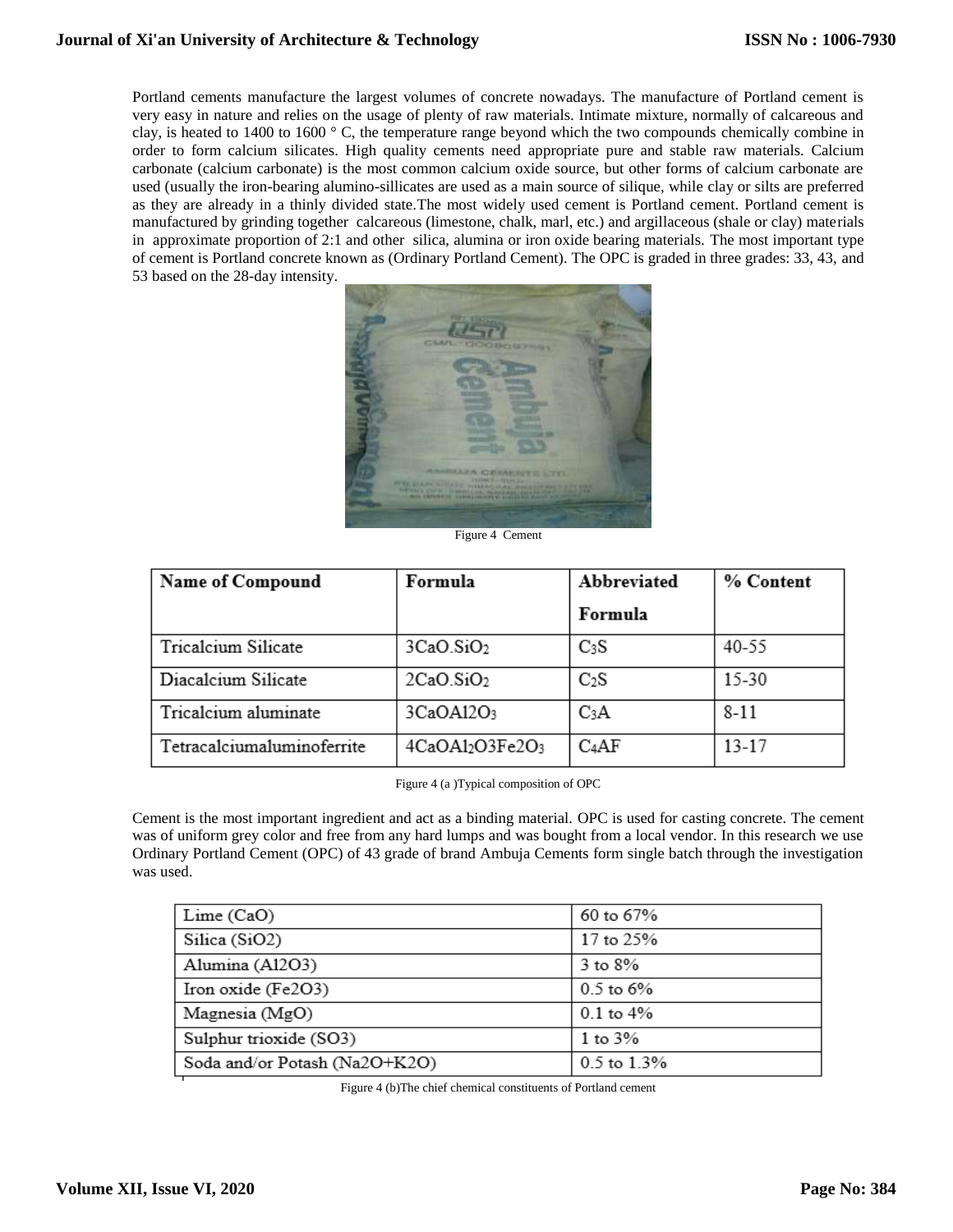Portland cements manufacture the largest volumes of concrete nowadays. The manufacture of Portland cement is very easy in nature and relies on the usage of plenty of raw materials. Intimate mixture, normally of calcareous and clay, is heated to 1400 to 1600 ° C, the temperature range beyond which the two compounds chemically combine in order to form calcium silicates. High quality cements need appropriate pure and stable raw materials. Calcium carbonate (calcium carbonate) is the most common calcium oxide source, but other forms of calcium carbonate are used (usually the iron-bearing alumino-sillicates are used as a main source of silique, while clay or silts are preferred as they are already in a thinly divided state.The most widely used cement is Portland cement. Portland cement is manufactured by grinding together calcareous (limestone, chalk, marl, etc.) and argillaceous (shale or clay) materials in approximate proportion of 2:1 and other silica, alumina or iron oxide bearing materials. The most important type of cement is Portland concrete known as (Ordinary Portland Cement). The OPC is graded in three grades: 33, 43, and 53 based on the 28-day intensity.

Figure 4 Cement

| Name of Compound | Formula | Abbreviated Formula | % Content |
|---|---|---|---|
| Tricalcium Silicate | $3CaO.SiO_2$ | $C_3S$ | 40-55 |
| Diacalcium Silicate | $2CaO.SiO_2$ | $C_2S$ | 15-30 |
| Tricalcium aluminate | $3CaOAl2O_3$ | $C_3A$ | 8-11 |
| Tetracalciumaluminoferrite | $4CaOAl_2O3Fe2O_3$ | $C_4AF$ | 13-17 |

Figure 4 (a )Typical composition of OPC

Cement is the most important ingredient and act as a binding material. OPC is used for casting concrete. The cement was of uniform grey color and free from any hard lumps and was bought from a local vendor. In this research we use Ordinary Portland Cement (OPC) of 43 grade of brand Ambuja Cements form single batch through the investigation was used.

| Lime (CaO) | 60 to 67% |
|---|---|
| Silica (SiO2) | 17 to 25% |
| Alumina (Al2O3) | 3 to 8% |
| Iron oxide (Fe2O3) | 0.5 to 6% |
| Magnesia (MgO) | 0.1 to 4% |
| Sulphur trioxide (SO3) | 1 to 3% |
| Soda and/or Potash (Na2O+K2O) | 0.5 to 1.3% |

Figure 4 (b)The chief chemical constituents of Portland cement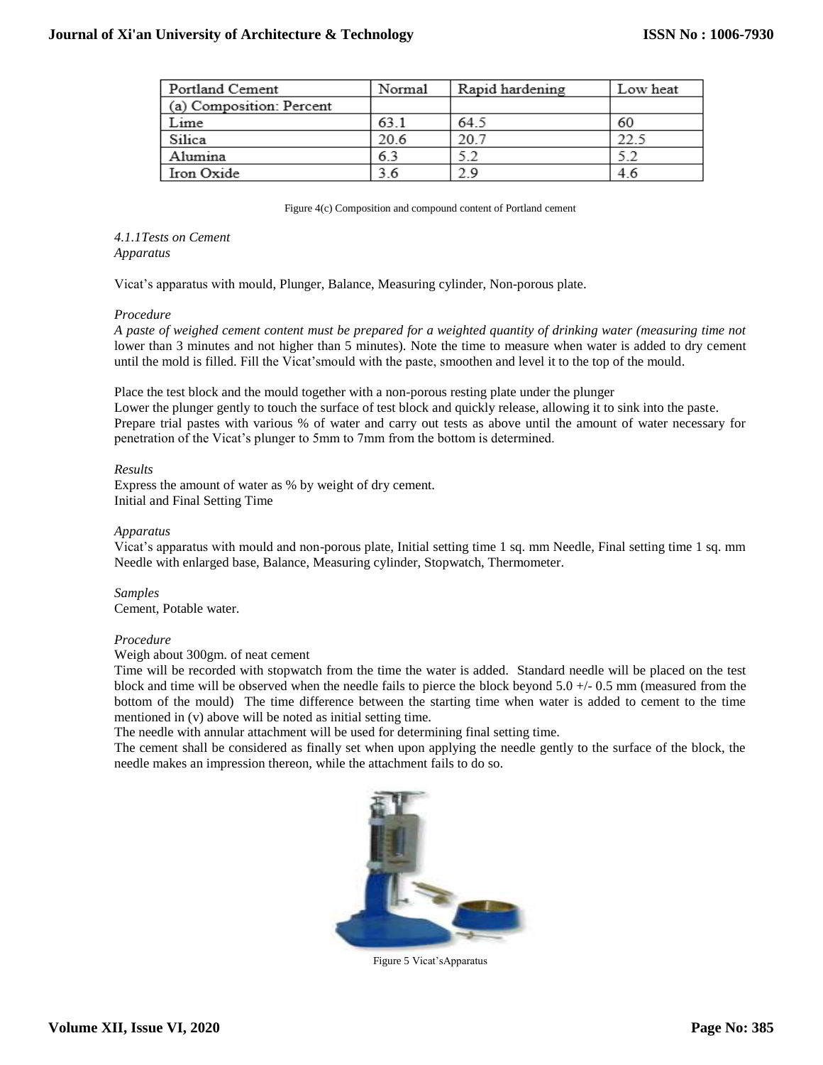| Portland Cement | Normal | Rapid hardening | Low heat |
|---|---|---|---|
| (a) Composition: Percent | | | |
| Lime | 63.1 | 64.5 | 60 |
| Silica | 20.6 | 20.7 | 22.5 |
| Alumina | 6.3 | 5.2 | 5.2 |
| Iron Oxide | 3.6 | 2.9 | 4.6 |

Figure 4(c) Composition and compound content of Portland cement

*4.1.1Tests on Cement*
*Apparatus*

Vicat's apparatus with mould, Plunger, Balance, Measuring cylinder, Non-porous plate.

*Procedure*

*A paste of weighed cement content must be prepared for a weighted quantity of drinking water (measuring time not* lower than 3 minutes and not higher than 5 minutes). Note the time to measure when water is added to dry cement until the mold is filled. Fill the Vicat'smould with the paste, smoothen and level it to the top of the mould.

Place the test block and the mould together with a non-porous resting plate under the plunger
Lower the plunger gently to touch the surface of test block and quickly release, allowing it to sink into the paste.
Prepare trial pastes with various % of water and carry out tests as above until the amount of water necessary for penetration of the Vicat's plunger to 5mm to 7mm from the bottom is determined.

*Results*

Express the amount of water as % by weight of dry cement.
Initial and Final Setting Time

*Apparatus*

Vicat's apparatus with mould and non-porous plate, Initial setting time 1 sq. mm Needle, Final setting time 1 sq. mm Needle with enlarged base, Balance, Measuring cylinder, Stopwatch, Thermometer.

*Samples*

Cement, Potable water.

*Procedure*

Weigh about 300gm. of neat cement
Time will be recorded with stopwatch from the time the water is added. Standard needle will be placed on the test block and time will be observed when the needle fails to pierce the block beyond 5.0 +/- 0.5 mm (measured from the bottom of the mould) The time difference between the starting time when water is added to cement to the time mentioned in (v) above will be noted as initial setting time.
The needle with annular attachment will be used for determining final setting time.
The cement shall be considered as finally set when upon applying the needle gently to the surface of the block, the needle makes an impression thereon, while the attachment fails to do so.

Figure 5 Vicat'sApparatus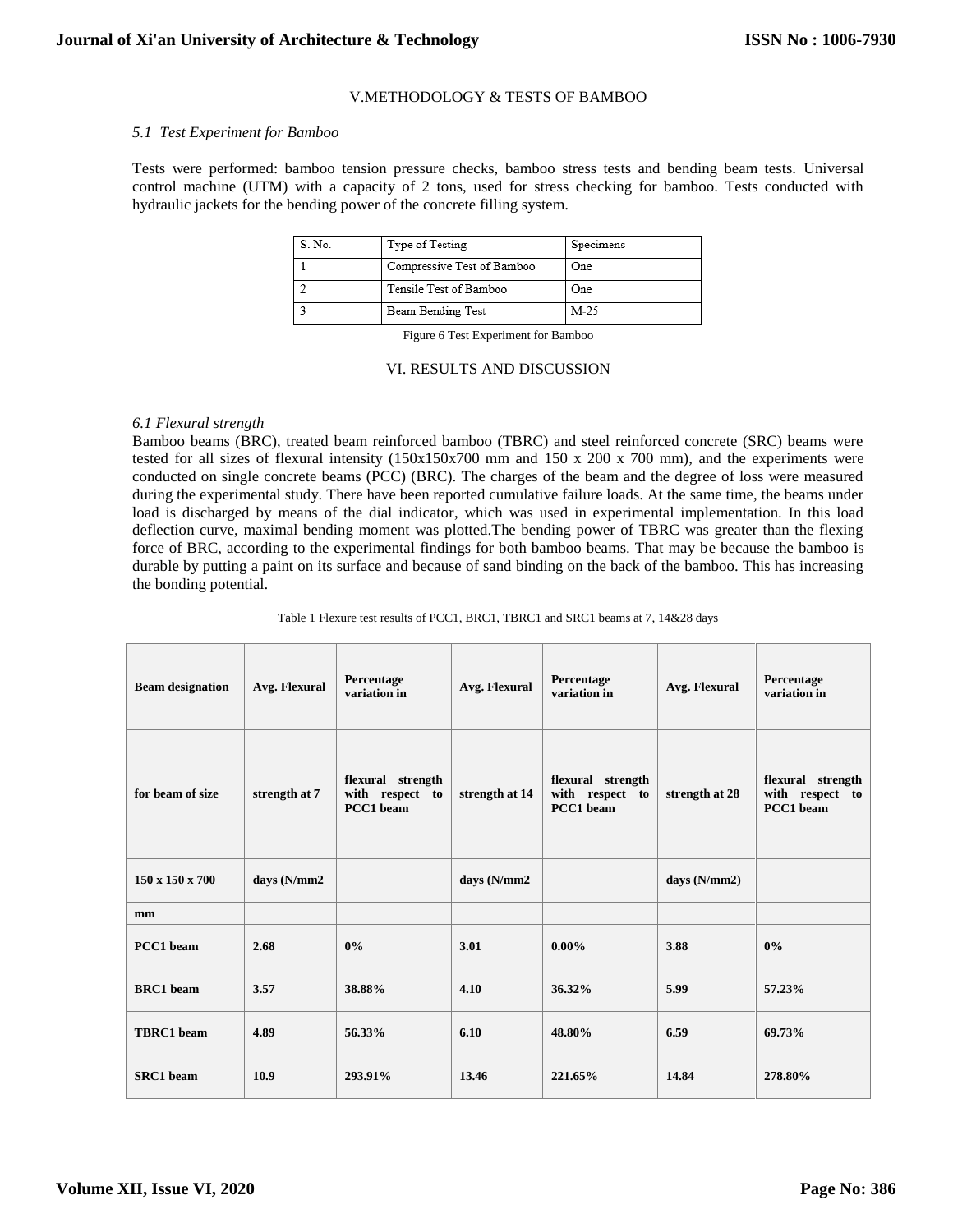## V.METHODOLOGY & TESTS OF BAMBOO

### *5.1 Test Experiment for Bamboo*

Tests were performed: bamboo tension pressure checks, bamboo stress tests and bending beam tests. Universal control machine (UTM) with a capacity of 2 tons, used for stress checking for bamboo. Tests conducted with hydraulic jackets for the bending power of the concrete filling system.

| S. No. | Type of Testing | Specimens |
|---|---|---|
| 1 | Compressive Test of Bamboo | One |
| 2 | Tensile Test of Bamboo | One |
| 3 | Beam Bending Test | M-25 |

Figure 6 Test Experiment for Bamboo

## VI. RESULTS AND DISCUSSION

### *6.1 Flexural strength*

Bamboo beams (BRC), treated beam reinforced bamboo (TBRC) and steel reinforced concrete (SRC) beams were tested for all sizes of flexural intensity (150x150x700 mm and 150 x 200 x 700 mm), and the experiments were conducted on single concrete beams (PCC) (BRC). The charges of the beam and the degree of loss were measured during the experimental study. There have been reported cumulative failure loads. At the same time, the beams under load is discharged by means of the dial indicator, which was used in experimental implementation. In this load deflection curve, maximal bending moment was plotted.The bending power of TBRC was greater than the flexing force of BRC, according to the experimental findings for both bamboo beams. That may be because the bamboo is durable by putting a paint on its surface and because of sand binding on the back of the bamboo. This has increasing the bonding potential.

Table 1 Flexure test results of PCC1, BRC1, TBRC1 and SRC1 beams at 7, 14&28 days

| **Beam designation for beam of size 150 x 150 x 700 mm** | **Avg. Flexural strength at 7 days (N/mm2** | **Percentage variation in flexural strength with respect to PCC1 beam** | **Avg. Flexural strength at 14 days (N/mm2** | **Percentage variation in flexural strength with respect to PCC1 beam** | **Avg. Flexural strength at 28 days (N/mm2)** | **Percentage variation in flexural strength with respect to PCC1 beam** |
|---|---|---|---|---|---|---|
| **PCC1 beam** | **2.68** | **0%** | **3.01** | **0.00%** | **3.88** | **0%** |
| **BRC1 beam** | **3.57** | **38.88%** | **4.10** | **36.32%** | **5.99** | **57.23%** |
| **TBRC1 beam** | **4.89** | **56.33%** | **6.10** | **48.80%** | **6.59** | **69.73%** |
| **SRC1 beam** | **10.9** | **293.91%** | **13.46** | **221.65%** | **14.84** | **278.80%** |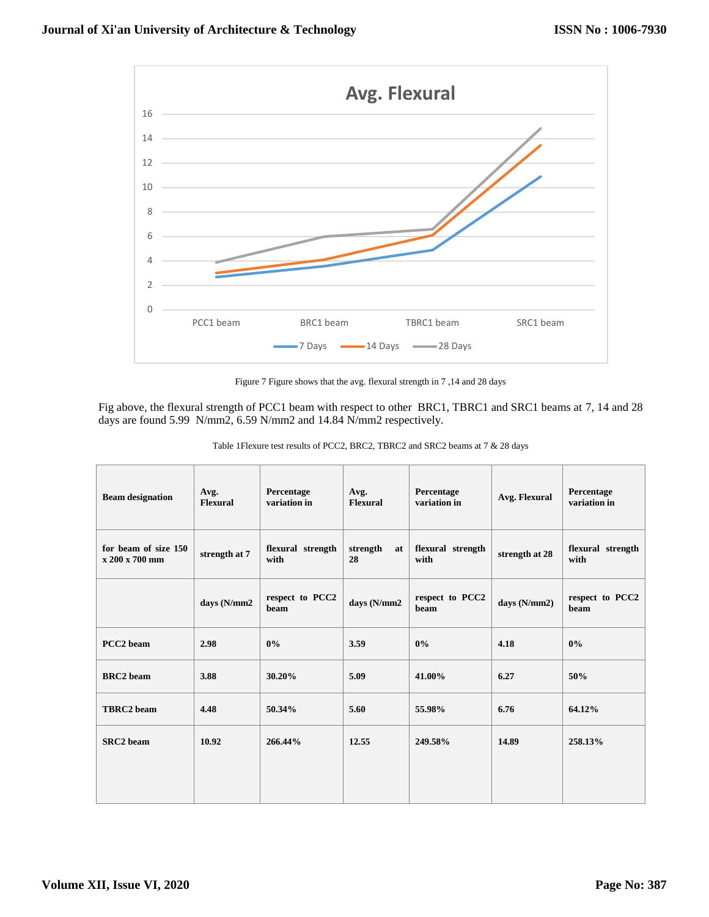Figure 7 Figure shows that the avg. flexural strength in 7 ,14 and 28 days

Fig above, the flexural strength of PCC1 beam with respect to other BRC1, TBRC1 and SRC1 beams at 7, 14 and 28 days are found 5.99 N/mm2, 6.59 N/mm2 and 14.84 N/mm2 respectively.

Table 1Flexure test results of PCC2, BRC2, TBRC2 and SRC2 beams at 7 & 28 days

| **Beam designation** | **Avg. Flexural** | **Percentage variation in** | **Avg. Flexural** | **Percentage variation in** | **Avg. Flexural** | **Percentage variation in** |
|---|---|---|---|---|---|---|
| **for beam of size 150 x 200 x 700 mm** | **strength at 7** | **flexural strength with** | **strength at 28** | **flexural strength with** | **strength at 28** | **flexural strength with** |
| | **days (N/mm2** | **respect to PCC2 beam** | **days (N/mm2** | **respect to PCC2 beam** | **days (N/mm2)** | **respect to PCC2 beam** |
| **PCC2 beam** | **2.98** | **0%** | **3.59** | **0%** | **4.18** | **0%** |
| **BRC2 beam** | **3.88** | **30.20%** | **5.09** | **41.00%** | **6.27** | **50%** |
| **TBRC2 beam** | **4.48** | **50.34%** | **5.60** | **55.98%** | **6.76** | **64.12%** |
| **SRC2 beam** | **10.92** | **266.44%** | **12.55** | **249.58%** | **14.89** | **258.13%** |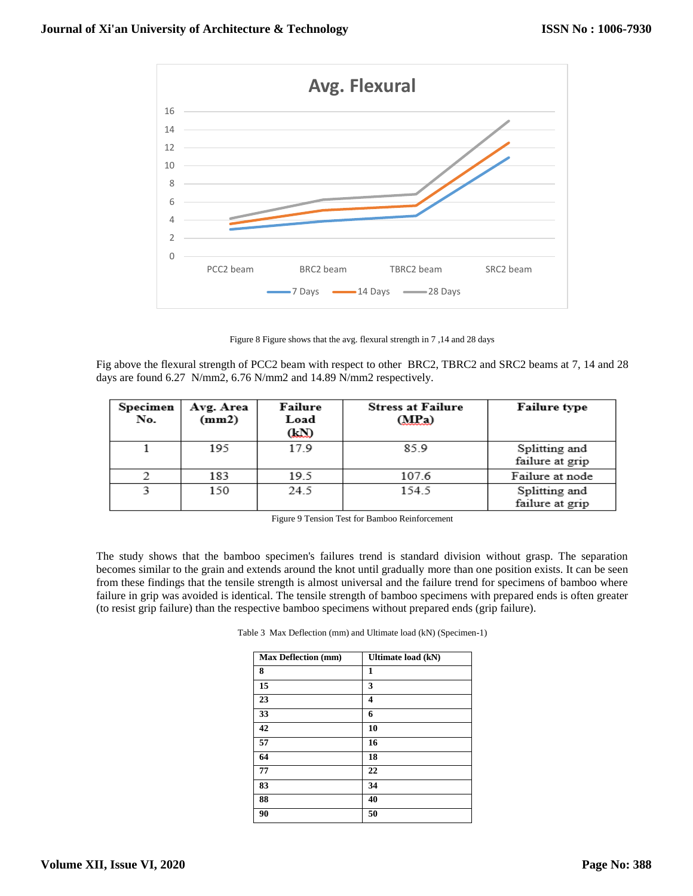Figure 8 Figure shows that the avg. flexural strength in 7 ,14 and 28 days

Fig above the flexural strength of PCC2 beam with respect to other BRC2, TBRC2 and SRC2 beams at 7, 14 and 28 days are found 6.27 N/mm2, 6.76 N/mm2 and 14.89 N/mm2 respectively.

| Specimen No. | Avg. Area (mm2) | Failure Load (kN) | Stress at Failure (MPa) | Failure type |
|---|---|---|---|---|
| 1 | 195 | 17.9 | 85.9 | Splitting and failure at grip |
| 2 | 183 | 19.5 | 107.6 | Failure at node |
| 3 | 150 | 24.5 | 154.5 | Splitting and failure at grip |

Figure 9 Tension Test for Bamboo Reinforcement

The study shows that the bamboo specimen's failures trend is standard division without grasp. The separation becomes similar to the grain and extends around the knot until gradually more than one position exists. It can be seen from these findings that the tensile strength is almost universal and the failure trend for specimens of bamboo where failure in grip was avoided is identical. The tensile strength of bamboo specimens with prepared ends is often greater (to resist grip failure) than the respective bamboo specimens without prepared ends (grip failure).

Table 3 Max Deflection (mm) and Ultimate load (kN) (Specimen-1)

| Max Deflection (mm) | Ultimate load (kN) |
|---|---|
| 8 | 1 |
| 15 | 3 |
| 23 | 4 |
| 33 | 6 |
| 42 | 10 |
| 57 | 16 |
| 64 | 18 |
| 77 | 22 |
| 83 | 34 |
| 88 | 40 |
| 90 | 50 |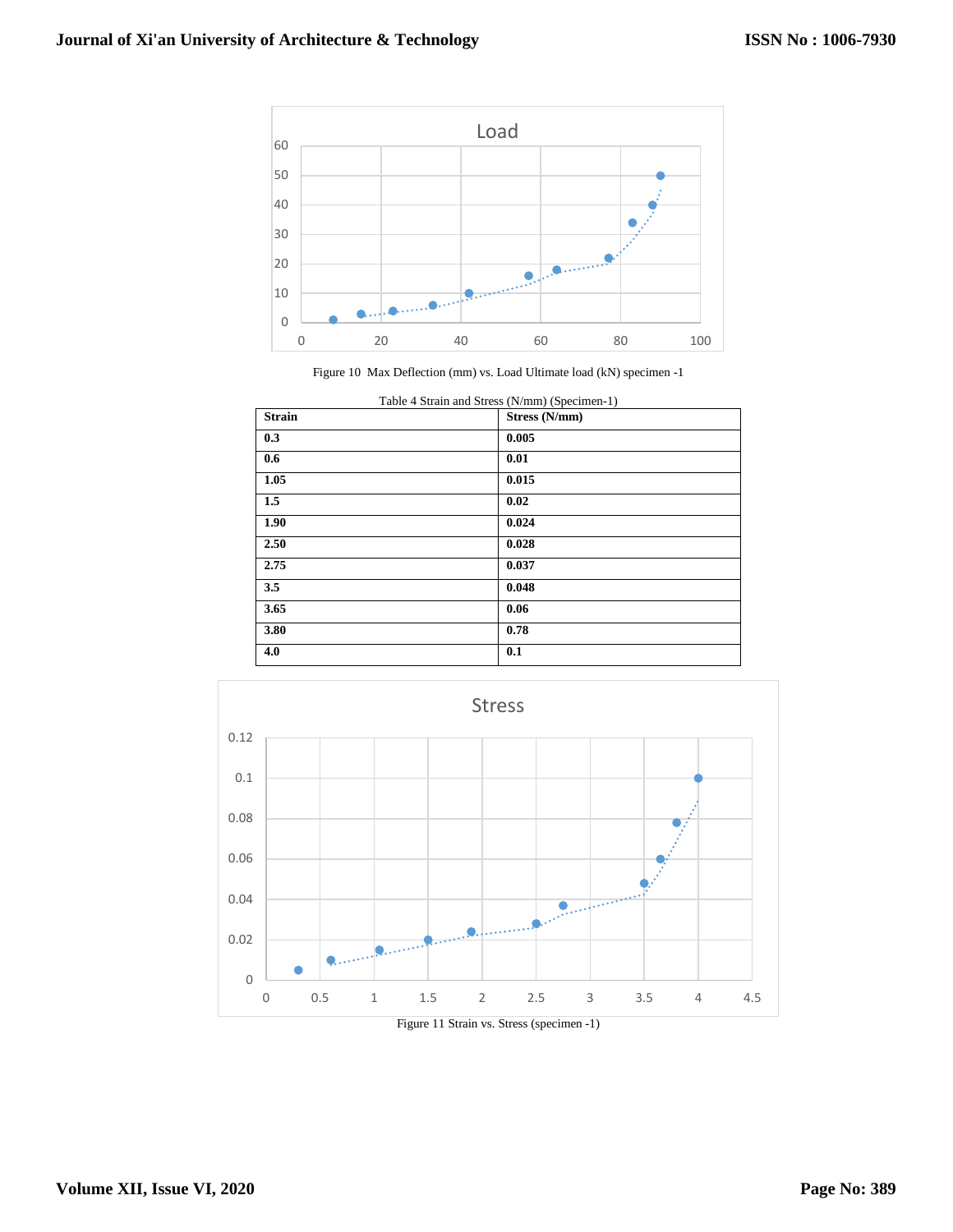Figure 10 Max Deflection (mm) vs. Load Ultimate load (kN) specimen -1

Table 4 Strain and Stress (N/mm) (Specimen-1)

| Strain | Stress (N/mm) |
|---|---|
| 0.3 | 0.005 |
| 0.6 | 0.01 |
| 1.05 | 0.015 |
| 1.5 | 0.02 |
| 1.90 | 0.024 |
| 2.50 | 0.028 |
| 2.75 | 0.037 |
| 3.5 | 0.048 |
| 3.65 | 0.06 |
| 3.80 | 0.78 |
| 4.0 | 0.1 |

Figure 11 Strain vs. Stress (specimen -1)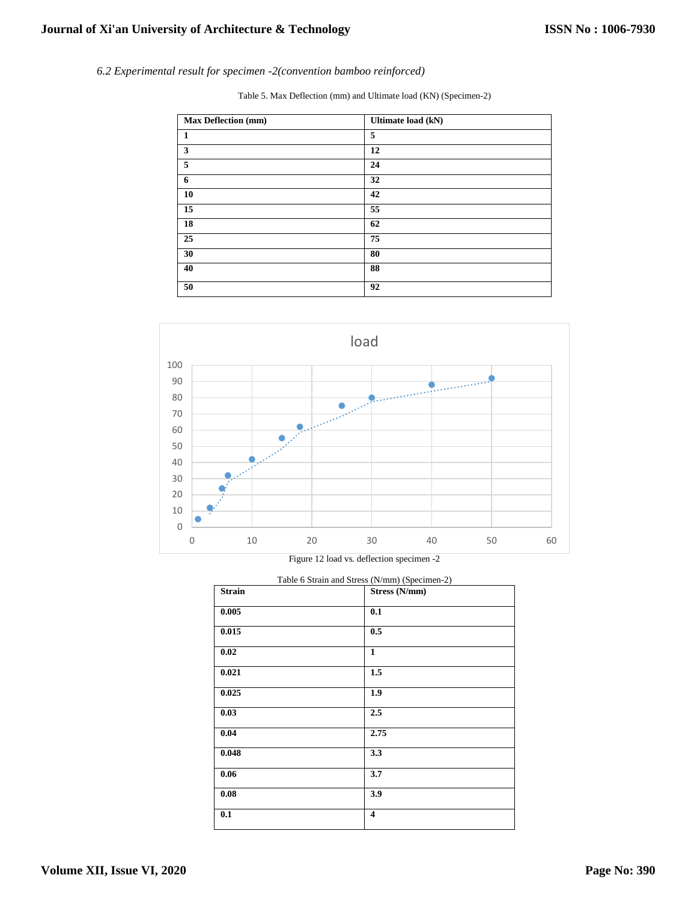*6.2 Experimental result for specimen -2(convention bamboo reinforced)*

Table 5. Max Deflection (mm) and Ultimate load (KN) (Specimen-2)

| Max Deflection (mm) | Ultimate load (kN) |
|---|---|
| 1 | 5 |
| 3 | 12 |
| 5 | 24 |
| 6 | 32 |
| 10 | 42 |
| 15 | 55 |
| 18 | 62 |
| 25 | 75 |
| 30 | 80 |
| 40 | 88 |
| 50 | 92 |

Figure 12 load vs. deflection specimen -2

Table 6 Strain and Stress (N/mm) (Specimen-2)

| Strain | Stress (N/mm) |
|---|---|
| 0.005 | 0.1 |
| 0.015 | 0.5 |
| 0.02 | 1 |
| 0.021 | 1.5 |
| 0.025 | 1.9 |
| 0.03 | 2.5 |
| 0.04 | 2.75 |
| 0.048 | 3.3 |
| 0.06 | 3.7 |
| 0.08 | 3.9 |
| 0.1 | 4 |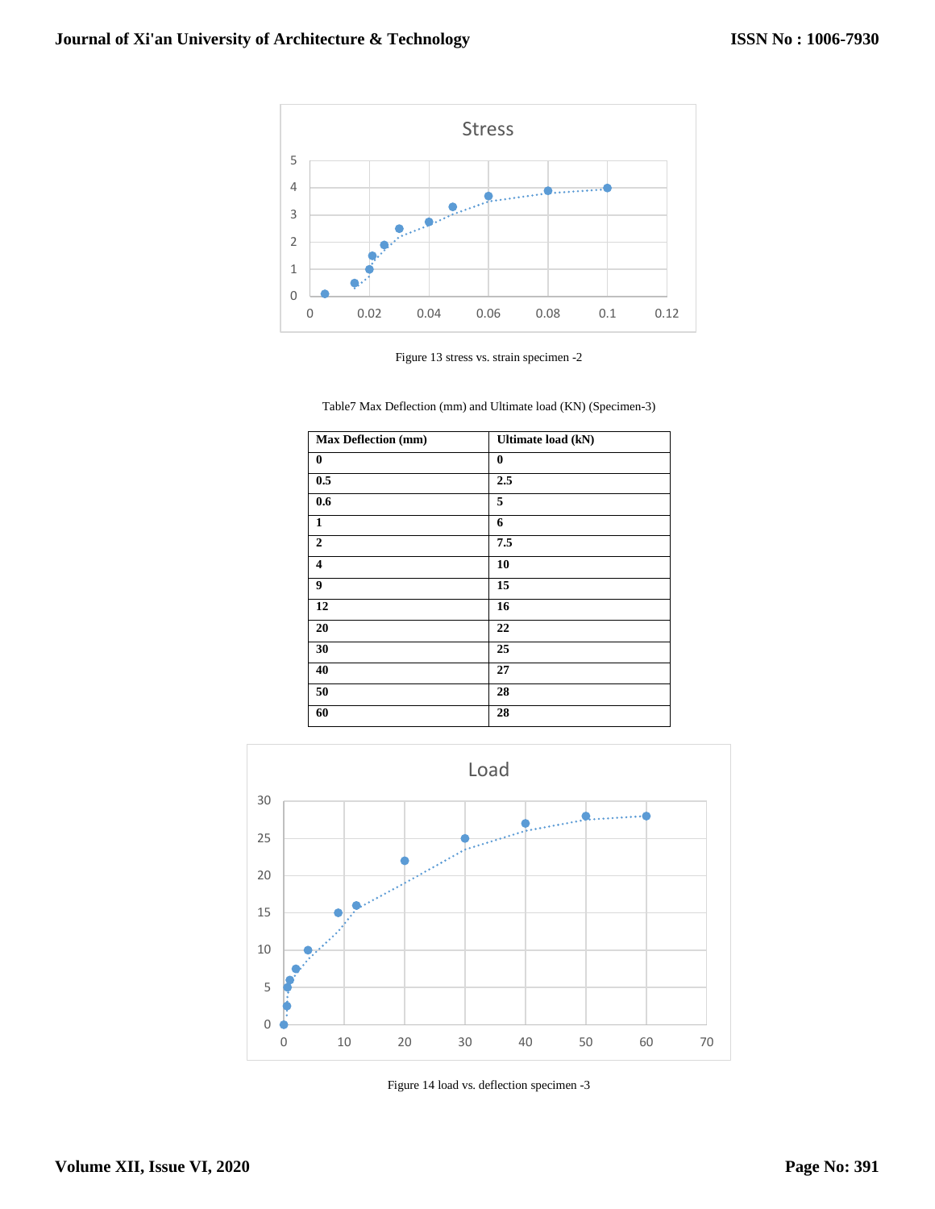Figure 13 stress vs. strain specimen -2

Table7 Max Deflection (mm) and Ultimate load (KN) (Specimen-3)

| Max Deflection (mm) | Ultimate load (kN) |
|---|---|
| 0 | 0 |
| 0.5 | 2.5 |
| 0.6 | 5 |
| 1 | 6 |
| 2 | 7.5 |
| 4 | 10 |
| 9 | 15 |
| 12 | 16 |
| 20 | 22 |
| 30 | 25 |
| 40 | 27 |
| 50 | 28 |
| 60 | 28 |

Figure 14 load vs. deflection specimen -3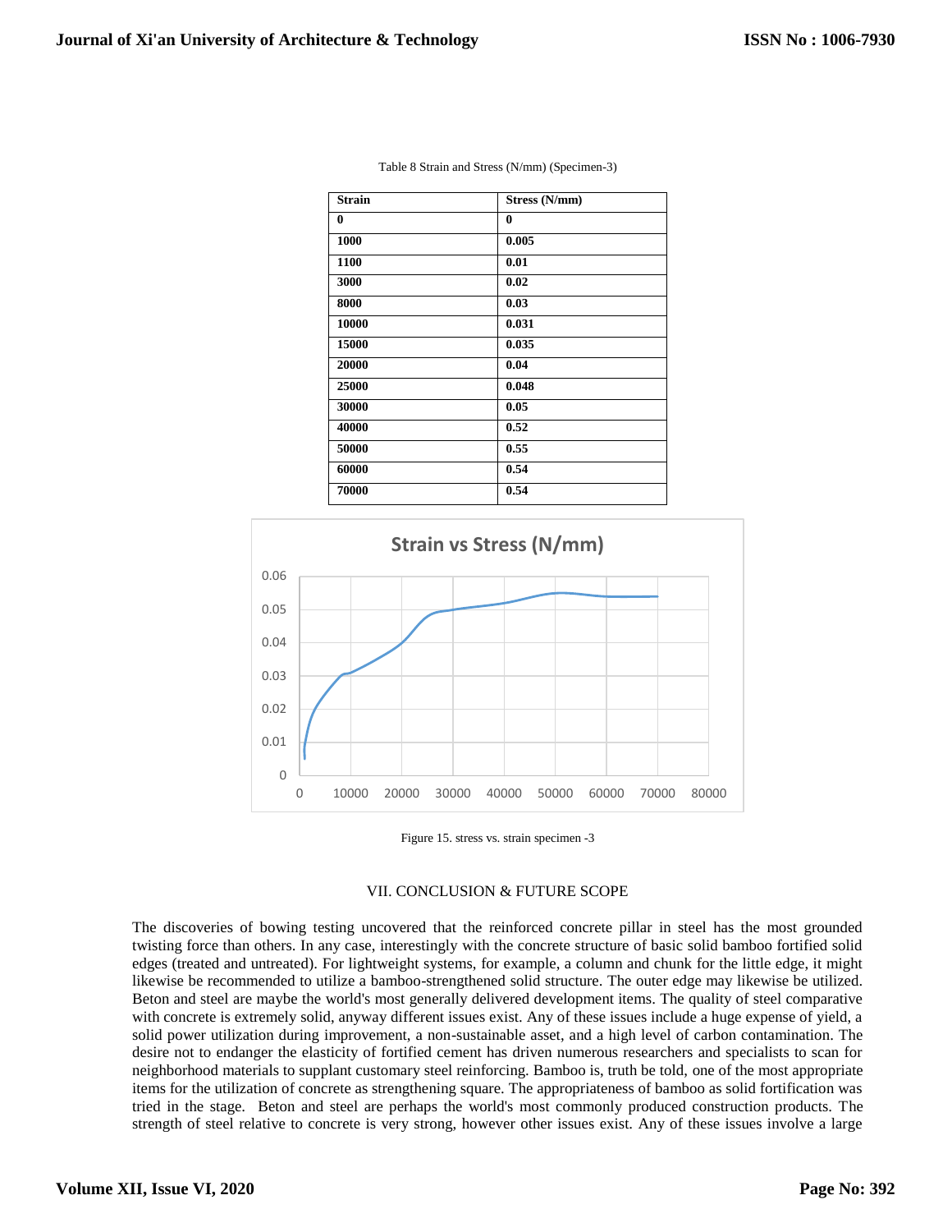Table 8 Strain and Stress (N/mm) (Specimen-3)

| Strain | Stress (N/mm) |
|---|---|
| 0 | 0 |
| 1000 | 0.005 |
| 1100 | 0.01 |
| 3000 | 0.02 |
| 8000 | 0.03 |
| 10000 | 0.031 |
| 15000 | 0.035 |
| 20000 | 0.04 |
| 25000 | 0.048 |
| 30000 | 0.05 |
| 40000 | 0.52 |
| 50000 | 0.55 |
| 60000 | 0.54 |
| 70000 | 0.54 |

Figure 15. stress vs. strain specimen -3

## VII. CONCLUSION & FUTURE SCOPE

The discoveries of bowing testing uncovered that the reinforced concrete pillar in steel has the most grounded twisting force than others. In any case, interestingly with the concrete structure of basic solid bamboo fortified solid edges (treated and untreated). For lightweight systems, for example, a column and chunk for the little edge, it might likewise be recommended to utilize a bamboo-strengthened solid structure. The outer edge may likewise be utilized. Beton and steel are maybe the world's most generally delivered development items. The quality of steel comparative with concrete is extremely solid, anyway different issues exist. Any of these issues include a huge expense of yield, a solid power utilization during improvement, a non-sustainable asset, and a high level of carbon contamination. The desire not to endanger the elasticity of fortified cement has driven numerous researchers and specialists to scan for neighborhood materials to supplant customary steel reinforcing. Bamboo is, truth be told, one of the most appropriate items for the utilization of concrete as strengthening square. The appropriateness of bamboo as solid fortification was tried in the stage. Beton and steel are perhaps the world's most commonly produced construction products. The strength of steel relative to concrete is very strong, however other issues exist. Any of these issues involve a large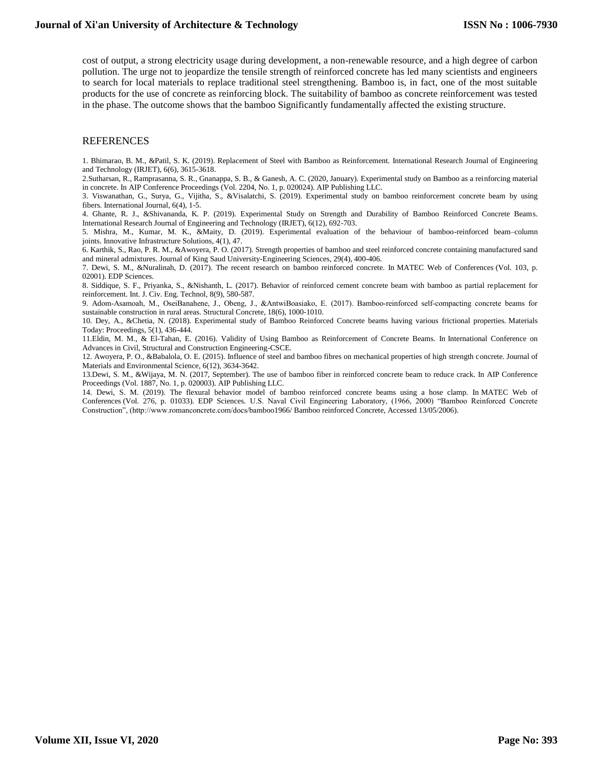cost of output, a strong electricity usage during development, a non-renewable resource, and a high degree of carbon pollution. The urge not to jeopardize the tensile strength of reinforced concrete has led many scientists and engineers to search for local materials to replace traditional steel strengthening. Bamboo is, in fact, one of the most suitable products for the use of concrete as reinforcing block. The suitability of bamboo as concrete reinforcement was tested in the phase. The outcome shows that the bamboo Significantly fundamentally affected the existing structure.

## REFERENCES

1. Bhimarao, B. M., &Patil, S. K. (2019). Replacement of Steel with Bamboo as Reinforcement. International Research Journal of Engineering and Technology (IRJET), 6(6), 3615-3618.

2.Sutharsan, R., Ramprasanna, S. R., Gnanappa, S. B., & Ganesh, A. C. (2020, January). Experimental study on Bamboo as a reinforcing material in concrete. In AIP Conference Proceedings (Vol. 2204, No. 1, p. 020024). AIP Publishing LLC.

3. Viswanathan, G., Surya, G., Vijitha, S., &Visalatchi, S. (2019). Experimental study on bamboo reinforcement concrete beam by using fibers. International Journal, 6(4), 1-5.

4. Ghante, R. J., &Shivananda, K. P. (2019). Experimental Study on Strength and Durability of Bamboo Reinforced Concrete Beams. International Research Journal of Engineering and Technology (IRJET), 6(12), 692-703.

5. Mishra, M., Kumar, M. K., &Maity, D. (2019). Experimental evaluation of the behaviour of bamboo-reinforced beam–column joints. Innovative Infrastructure Solutions, 4(1), 47.

6. Karthik, S., Rao, P. R. M., &Awoyera, P. O. (2017). Strength properties of bamboo and steel reinforced concrete containing manufactured sand and mineral admixtures. Journal of King Saud University-Engineering Sciences, 29(4), 400-406.

7. Dewi, S. M., &Nuralinah, D. (2017). The recent research on bamboo reinforced concrete. In MATEC Web of Conferences (Vol. 103, p. 02001). EDP Sciences.

8. Siddique, S. F., Priyanka, S., &Nishanth, L. (2017). Behavior of reinforced cement concrete beam with bamboo as partial replacement for reinforcement. Int. J. Civ. Eng. Technol, 8(9), 580-587.

9. Adom-Asamoah, M., OseiBanahene, J., Obeng, J., &AntwiBoasiako, E. (2017). Bamboo-reinforced self-compacting concrete beams for sustainable construction in rural areas. Structural Concrete, 18(6), 1000-1010.

10. Dey, A., &Chetia, N. (2018). Experimental study of Bamboo Reinforced Concrete beams having various frictional properties. Materials Today: Proceedings, 5(1), 436-444.

11.Eldin, M. M., & El-Tahan, E. (2016). Validity of Using Bamboo as Reinforcement of Concrete Beams. In International Conference on Advances in Civil, Structural and Construction Engineering-CSCE.

12. Awoyera, P. O., &Babalola, O. E. (2015). Influence of steel and bamboo fibres on mechanical properties of high strength concrete. Journal of Materials and Environmental Science, 6(12), 3634-3642.

13.Dewi, S. M., &Wijaya, M. N. (2017, September). The use of bamboo fiber in reinforced concrete beam to reduce crack. In AIP Conference Proceedings (Vol. 1887, No. 1, p. 020003). AIP Publishing LLC.

14. Dewi, S. M. (2019). The flexural behavior model of bamboo reinforced concrete beams using a hose clamp. In MATEC Web of Conferences (Vol. 276, p. 01033). EDP Sciences. U.S. Naval Civil Engineering Laboratory, (1966, 2000) "Bamboo Reinforced Concrete Construction", (http://www.romanconcrete.com/docs/bamboo1966/ Bamboo reinforced Concrete, Accessed 13/05/2006).